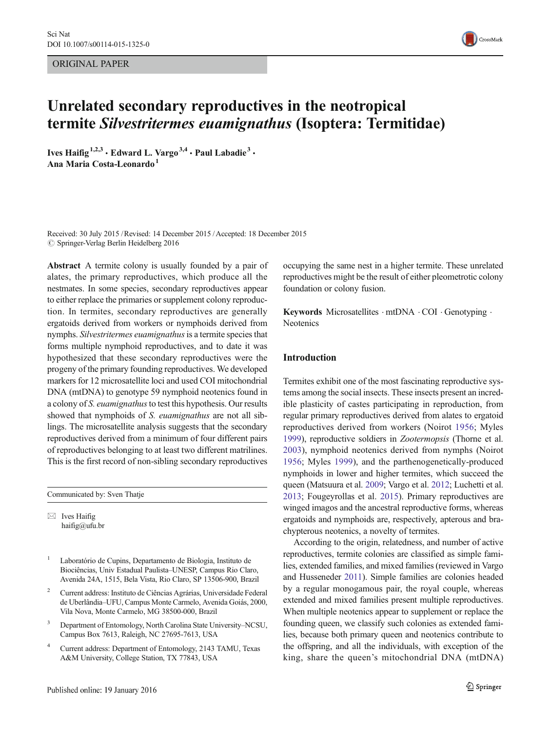ORIGINAL PAPER

# Unrelated secondary reproductives in the neotropical termite *Silvestritermes euamignathus* (Isoptera: Termitidae)

**Ives Haifig**[1,2,3] **· Edward L. Vargo**[3,4] **· Paul Labadie**[3] **· Ana Maria Costa-Leonardo**[1]

Received: 30 July 2015 / Revised: 14 December 2015 / Accepted: 18 December 2015
© Springer-Verlag Berlin Heidelberg 2016

**Abstract** A termite colony is usually founded by a pair of alates, the primary reproductives, which produce all the nestmates. In some species, secondary reproductives appear to either replace the primaries or supplement colony reproduction. In termites, secondary reproductives are generally ergatoids derived from workers or nymphoids derived from nymphs. *Silvestritermes euamignathus* is a termite species that forms multiple nymphoid reproductives, and to date it was hypothesized that these secondary reproductives were the progeny of the primary founding reproductives. We developed markers for 12 microsatellite loci and used COI mitochondrial DNA (mtDNA) to genotype 59 nymphoid neotenics found in a colony of *S. euamignathus* to test this hypothesis. Our results showed that nymphoids of *S. euamignathus* are not all siblings. The microsatellite analysis suggests that the secondary reproductives derived from a minimum of four different pairs of reproductives belonging to at least two different matrilines. This is the first record of non-sibling secondary reproductives occupying the same nest in a higher termite. These unrelated reproductives might be the result of either pleometrotic colony foundation or colony fusion.

**Keywords** Microsatellites · mtDNA · COI · Genotyping · Neotenics

Communicated by: Sven Thatje

✉ Ives Haifig
haifig@ufu.br

1 Laboratório de Cupins, Departamento de Biologia, Instituto de Biociências, Univ Estadual Paulista–UNESP, Campus Rio Claro, Avenida 24A, 1515, Bela Vista, Rio Claro, SP 13506-900, Brazil

2 Current address: Instituto de Ciências Agrárias, Universidade Federal de Uberlândia–UFU, Campus Monte Carmelo, Avenida Goiás, 2000, Vila Nova, Monte Carmelo, MG 38500-000, Brazil

3 Department of Entomology, North Carolina State University–NCSU, Campus Box 7613, Raleigh, NC 27695-7613, USA

4 Current address: Department of Entomology, 2143 TAMU, Texas A&M University, College Station, TX 77843, USA

## Introduction

Termites exhibit one of the most fascinating reproductive systems among the social insects. These insects present an incredible plasticity of castes participating in reproduction, from regular primary reproductives derived from alates to ergatoid reproductives derived from workers (Noirot 1956; Myles 1999), reproductive soldiers in *Zootermopsis* (Thorne et al. 2003), nymphoid neotenics derived from nymphs (Noirot 1956; Myles 1999), and the parthenogenetically-produced nymphoids in lower and higher termites, which succeed the queen (Matsuura et al. 2009; Vargo et al. 2012; Luchetti et al. 2013; Fougeyrollas et al. 2015). Primary reproductives are winged imagos and the ancestral reproductive forms, whereas ergatoids and nymphoids are, respectively, apterous and brachypterous neotenics, a novelty of termites.

According to the origin, relatedness, and number of active reproductives, termite colonies are classified as simple families, extended families, and mixed families (reviewed in Vargo and Husseneder 2011). Simple families are colonies headed by a regular monogamous pair, the royal couple, whereas extended and mixed families present multiple reproductives. When multiple neotenics appear to supplement or replace the founding queen, we classify such colonies as extended families, because both primary queen and neotenics contribute to the offspring, and all the individuals, with exception of the king, share the queen's mitochondrial DNA (mtDNA)

Published online: 19 January 2016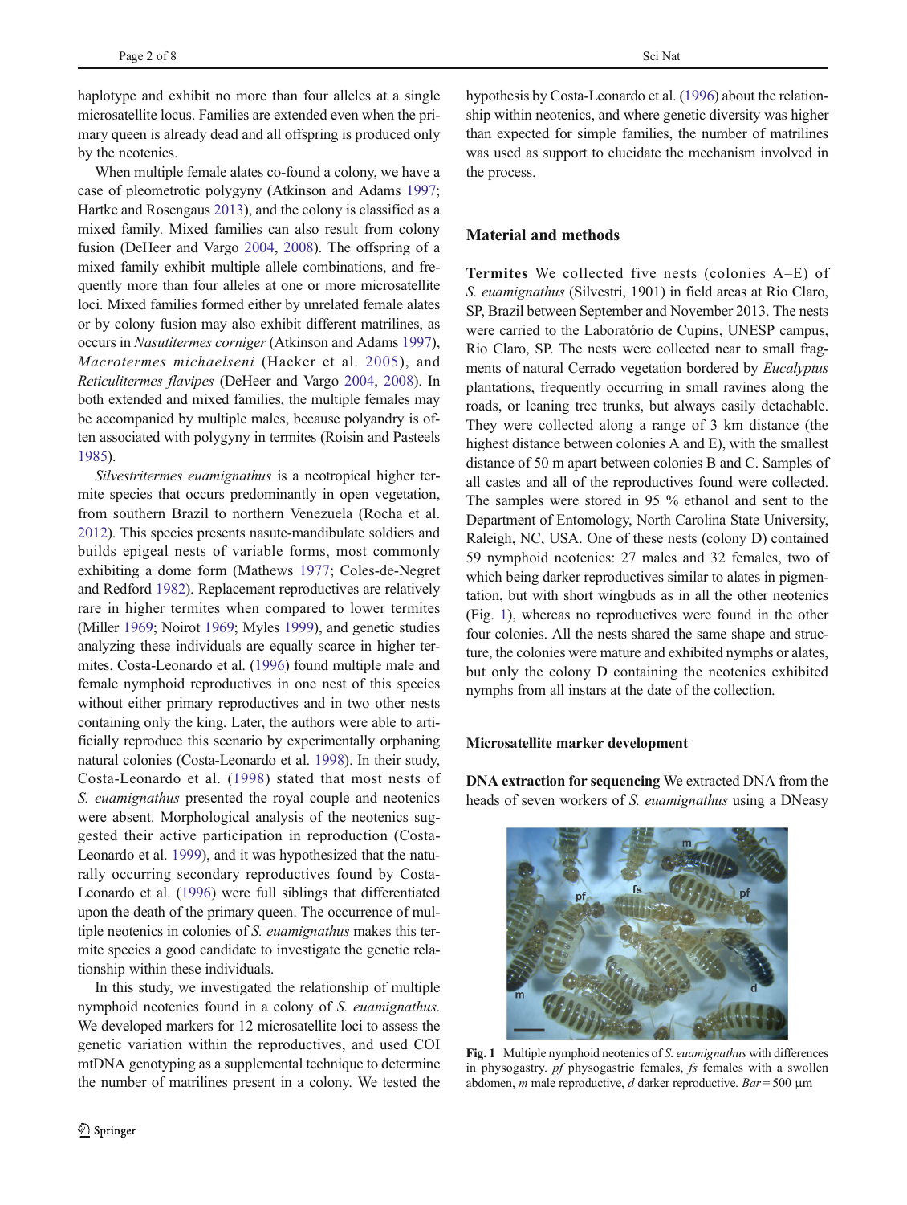haplotype and exhibit no more than four alleles at a single microsatellite locus. Families are extended even when the primary queen is already dead and all offspring is produced only by the neotenics.

When multiple female alates co-found a colony, we have a case of pleometrotic polygyny (Atkinson and Adams 1997; Hartke and Rosengaus 2013), and the colony is classified as a mixed family. Mixed families can also result from colony fusion (DeHeer and Vargo 2004, 2008). The offspring of a mixed family exhibit multiple allele combinations, and frequently more than four alleles at one or more microsatellite loci. Mixed families formed either by unrelated female alates or by colony fusion may also exhibit different matrilines, as occurs in *Nasutitermes corniger* (Atkinson and Adams 1997), *Macrotermes michaelseni* (Hacker et al. 2005), and *Reticulitermes flavipes* (DeHeer and Vargo 2004, 2008). In both extended and mixed families, the multiple females may be accompanied by multiple males, because polyandry is often associated with polygyny in termites (Roisin and Pasteels 1985).

*Silvestritermes euamignathus* is a neotropical higher termite species that occurs predominantly in open vegetation, from southern Brazil to northern Venezuela (Rocha et al. 2012). This species presents nasute-mandibulate soldiers and builds epigeal nests of variable forms, most commonly exhibiting a dome form (Mathews 1977; Coles-de-Negret and Redford 1982). Replacement reproductives are relatively rare in higher termites when compared to lower termites (Miller 1969; Noirot 1969; Myles 1999), and genetic studies analyzing these individuals are equally scarce in higher termites. Costa-Leonardo et al. (1996) found multiple male and female nymphoid reproductives in one nest of this species without either primary reproductives and in two other nests containing only the king. Later, the authors were able to artificially reproduce this scenario by experimentally orphaning natural colonies (Costa-Leonardo et al. 1998). In their study, Costa-Leonardo et al. (1998) stated that most nests of *S. euamignathus* presented the royal couple and neotenics were absent. Morphological analysis of the neotenics suggested their active participation in reproduction (Costa-Leonardo et al. 1999), and it was hypothesized that the naturally occurring secondary reproductives found by Costa-Leonardo et al. (1996) were full siblings that differentiated upon the death of the primary queen. The occurrence of multiple neotenics in colonies of *S. euamignathus* makes this termite species a good candidate to investigate the genetic relationship within these individuals.

In this study, we investigated the relationship of multiple nymphoid neotenics found in a colony of *S. euamignathus*. We developed markers for 12 microsatellite loci to assess the genetic variation within the reproductives, and used COI mtDNA genotyping as a supplemental technique to determine the number of matrilines present in a colony. We tested the hypothesis by Costa-Leonardo et al. (1996) about the relationship within neotenics, and where genetic diversity was higher than expected for simple families, the number of matrilines was used as support to elucidate the mechanism involved in the process.

## Material and methods

**Termites** We collected five nests (colonies A–E) of *S. euamignathus* (Silvestri, 1901) in field areas at Rio Claro, SP, Brazil between September and November 2013. The nests were carried to the Laboratório de Cupins, UNESP campus, Rio Claro, SP. The nests were collected near to small fragments of natural Cerrado vegetation bordered by *Eucalyptus* plantations, frequently occurring in small ravines along the roads, or leaning tree trunks, but always easily detachable. They were collected along a range of 3 km distance (the highest distance between colonies A and E), with the smallest distance of 50 m apart between colonies B and C. Samples of all castes and all of the reproductives found were collected. The samples were stored in 95 % ethanol and sent to the Department of Entomology, North Carolina State University, Raleigh, NC, USA. One of these nests (colony D) contained 59 nymphoid neotenics: 27 males and 32 females, two of which being darker reproductives similar to alates in pigmentation, but with short wingbuds as in all the other neotenics (Fig. 1), whereas no reproductives were found in the other four colonies. All the nests shared the same shape and structure, the colonies were mature and exhibited nymphs or alates, but only the colony D containing the neotenics exhibited nymphs from all instars at the date of the collection.

### Microsatellite marker development

**DNA extraction for sequencing** We extracted DNA from the heads of seven workers of *S. euamignathus* using a DNeasy

**Fig. 1** Multiple nymphoid neotenics of *S. euamignathus* with differences in physogastry. *pf* physogastric females, *fs* females with a swollen abdomen, *m* male reproductive, *d* darker reproductive. *Bar* = 500 µm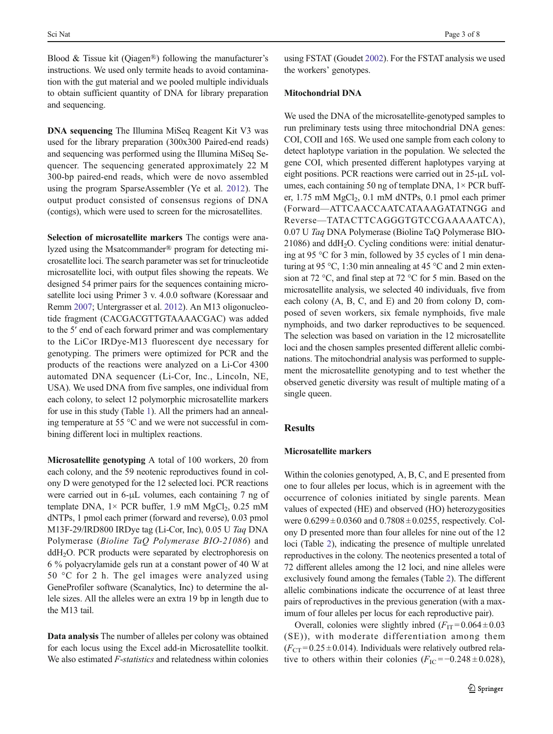Blood & Tissue kit (Qiagen®) following the manufacturer's instructions. We used only termite heads to avoid contamination with the gut material and we pooled multiple individuals to obtain sufficient quantity of DNA for library preparation and sequencing.

**DNA sequencing** The Illumina MiSeq Reagent Kit V3 was used for the library preparation (300x300 Paired-end reads) and sequencing was performed using the Illumina MiSeq Sequencer. The sequencing generated approximately 22 M 300-bp paired-end reads, which were de novo assembled using the program SparseAssembler (Ye et al. 2012). The output product consisted of consensus regions of DNA (contigs), which were used to screen for the microsatellites.

**Selection of microsatellite markers** The contigs were analyzed using the Msatcommander® program for detecting microsatellite loci. The search parameter was set for trinucleotide microsatellite loci, with output files showing the repeats. We designed 54 primer pairs for the sequences containing microsatellite loci using Primer 3 v. 4.0.0 software (Koressaar and Remm 2007; Untergrasser et al. 2012). An M13 oligonucleotide fragment (CACGACGTTGTAAAACGAC) was added to the 5′ end of each forward primer and was complementary to the LiCor IRDye-M13 fluorescent dye necessary for genotyping. The primers were optimized for PCR and the products of the reactions were analyzed on a Li-Cor 4300 automated DNA sequencer (Li-Cor, Inc., Lincoln, NE, USA). We used DNA from five samples, one individual from each colony, to select 12 polymorphic microsatellite markers for use in this study (Table 1). All the primers had an annealing temperature at 55 °C and we were not successful in combining different loci in multiplex reactions.

**Microsatellite genotyping** A total of 100 workers, 20 from each colony, and the 59 neotenic reproductives found in colony D were genotyped for the 12 selected loci. PCR reactions were carried out in 6-μL volumes, each containing 7 ng of template DNA, 1× PCR buffer, 1.9 mM $MgCl_2$, 0.25 mM dNTPs, 1 pmol each primer (forward and reverse), 0.03 pmol M13F-29/IRD800 IRDye tag (Li-Cor, Inc), 0.05 U *Taq* DNA Polymerase (*Bioline TaQ Polymerase BIO-21086*) and $ddH_2O$. PCR products were separated by electrophoresis on 6 % polyacrylamide gels run at a constant power of 40 W at 50 °C for 2 h. The gel images were analyzed using GeneProfiler software (Scanalytics, Inc) to determine the allele sizes. All the alleles were an extra 19 bp in length due to the M13 tail.

**Data analysis** The number of alleles per colony was obtained for each locus using the Excel add-in Microsatellite toolkit. We also estimated *F-statistics* and relatedness within colonies using FSTAT (Goudet 2002). For the FSTAT analysis we used the workers' genotypes.

### Mitochondrial DNA

We used the DNA of the microsatellite-genotyped samples to run preliminary tests using three mitochondrial DNA genes: COI, COII and 16S. We used one sample from each colony to detect haplotype variation in the population. We selected the gene COI, which presented different haplotypes varying at eight positions. PCR reactions were carried out in 25-μL volumes, each containing 50 ng of template DNA, 1× PCR buffer, 1.75 mM $MgCl_2$, 0.1 mM dNTPs, 0.1 pmol each primer (Forward—ATTCAACCAATCATAAAGATATNGG and Reverse—TATACTTCAGGGTGTCCGAAAAATCA), 0.07 U *Taq* DNA Polymerase (Bioline TaQ Polymerase BIO-21086) and $ddH_2O$. Cycling conditions were: initial denaturing at 95 °C for 3 min, followed by 35 cycles of 1 min denaturing at 95 °C, 1:30 min annealing at 45 °C and 2 min extension at 72 °C, and final step at 72 °C for 5 min. Based on the microsatellite analysis, we selected 40 individuals, five from each colony (A, B, C, and E) and 20 from colony D, composed of seven workers, six female nymphoids, five male nymphoids, and two darker reproductives to be sequenced. The selection was based on variation in the 12 microsatellite loci and the chosen samples presented different allelic combinations. The mitochondrial analysis was performed to supplement the microsatellite genotyping and to test whether the observed genetic diversity was result of multiple mating of a single queen.

## Results

### Microsatellite markers

Within the colonies genotyped, A, B, C, and E presented from one to four alleles per locus, which is in agreement with the occurrence of colonies initiated by single parents. Mean values of expected (HE) and observed (HO) heterozygosities were 0.6299 ± 0.0360 and 0.7808 ± 0.0255, respectively. Colony D presented more than four alleles for nine out of the 12 loci (Table 2), indicating the presence of multiple unrelated reproductives in the colony. The neotenics presented a total of 72 different alleles among the 12 loci, and nine alleles were exclusively found among the females (Table 2). The different allelic combinations indicate the occurrence of at least three pairs of reproductives in the previous generation (with a maximum of four alleles per locus for each reproductive pair).

Overall, colonies were slightly inbred ($F_{IT} = 0.064 \pm 0.03$ (SE)), with moderate differentiation among them ($F_{CT} = 0.25 \pm 0.014$). Individuals were relatively outbred relative to others within their colonies ($F_{IC} = -0.248 \pm 0.028$),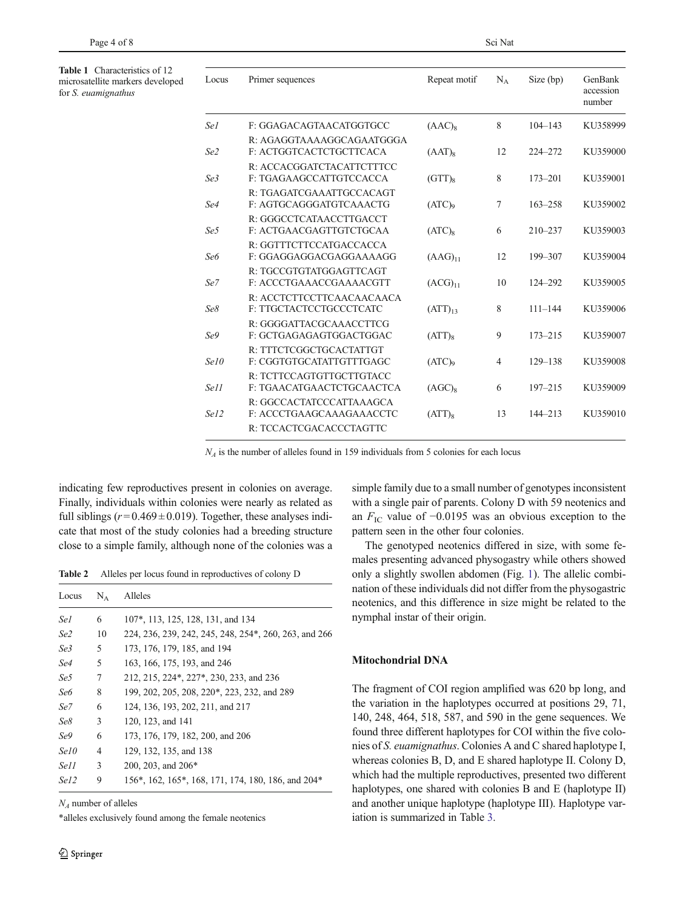**Table 1** Characteristics of 12 microsatellite markers developed for *S. euamignathus*

| Locus | Primer sequences | Repeat motif | $N_A$ | Size (bp) | GenBank accession number |
|---|---|---|---|---|---|
| *Se1* | F: GGAGACAGTAACATGGTGCC<br>R: AGAGGTAAAAGGCAGAATGGGA | $(AAC)_8$ | 8 | 104–143 | KU358999 |
| *Se2* | F: ACTGGTCACTCTGCTTCACA<br>R: ACCACGGATCTACATTCTTTCC | $(AAT)_8$ | 12 | 224–272 | KU359000 |
| *Se3* | F: TGAGAAGCCATTGTCCACCA<br>R: TGAGATCGAAATTGCCACAGT | $(GTT)_8$ | 8 | 173–201 | KU359001 |
| *Se4* | F: AGTGCAGGGATGTCAAACTG<br>R: GGGCCTCATAACCTTGACCT | $(ATC)_9$ | 7 | 163–258 | KU359002 |
| *Se5* | F: ACTGAACGAGTTGTCTGCAA<br>R: GGTTTCTTCCATGACCACCA | $(ATC)_8$ | 6 | 210–237 | KU359003 |
| *Se6* | F: GGAGGAGGACGAGGAAAAGG<br>R: TGCCGTGTATGGAGTTCAGT | $(AAG)_{11}$ | 12 | 199–307 | KU359004 |
| *Se7* | F: ACCCTGAAACCGAAAACGTT<br>R: ACCTCTTCCTTCAACAACAACA | $(ACG)_{11}$ | 10 | 124–292 | KU359005 |
| *Se8* | F: TTGCTACTCCTGCCCTCATC<br>R: GGGGATTACGCAAACCTTCG | $(ATT)_{13}$ | 8 | 111–144 | KU359006 |
| *Se9* | F: GCTGAGAGAGTGGACTGGAC<br>R: TTTCTCGGCTGCACTATTGT | $(ATT)_8$ | 9 | 173–215 | KU359007 |
| *Se10* | F: CGGTGTGCATATTGTTTGAGC<br>R: TCTTCCAGTGTTGCTTGTACC | $(ATC)_9$ | 4 | 129–138 | KU359008 |
| *Se11* | F: TGAACATGAACTCTGCAACTCA<br>R: GGCCACTATCCCATTAAAGCA | $(AGC)_8$ | 6 | 197–215 | KU359009 |
| *Se12* | F: ACCCTGAAGCAAAGAAACCTC<br>R: TCCACTCGACACCCTAGTTC | $(ATT)_8$ | 13 | 144–213 | KU359010 |

$N_A$ is the number of alleles found in 159 individuals from 5 colonies for each locus

indicating few reproductives present in colonies on average. Finally, individuals within colonies were nearly as related as full siblings ($r = 0.469 \pm 0.019$). Together, these analyses indicate that most of the study colonies had a breeding structure close to a simple family, although none of the colonies was a simple family due to a small number of genotypes inconsistent with a single pair of parents. Colony D with 59 neotenics and an $F_{IC}$ value of −0.0195 was an obvious exception to the pattern seen in the other four colonies.

**Table 2** Alleles per locus found in reproductives of colony D

| Locus | $N_A$ | Alleles |
|---|---|---|
| *Se1* | 6 | 107*, 113, 125, 128, 131, and 134 |
| *Se2* | 10 | 224, 236, 239, 242, 245, 248, 254*, 260, 263, and 266 |
| *Se3* | 5 | 173, 176, 179, 185, and 194 |
| *Se4* | 5 | 163, 166, 175, 193, and 246 |
| *Se5* | 7 | 212, 215, 224*, 227*, 230, 233, and 236 |
| *Se6* | 8 | 199, 202, 205, 208, 220*, 223, 232, and 289 |
| *Se7* | 6 | 124, 136, 193, 202, 211, and 217 |
| *Se8* | 3 | 120, 123, and 141 |
| *Se9* | 6 | 173, 176, 179, 182, 200, and 206 |
| *Se10* | 4 | 129, 132, 135, and 138 |
| *Se11* | 3 | 200, 203, and 206* |
| *Se12* | 9 | 156*, 162, 165*, 168, 171, 174, 180, 186, and 204* |

$N_A$ number of alleles

*alleles exclusively found among the female neotenics

The genotyped neotenics differed in size, with some females presenting advanced physogastry while others showed only a slightly swollen abdomen (Fig. 1). The allelic combination of these individuals did not differ from the physogastric neotenics, and this difference in size might be related to the nymphal instar of their origin.

## Mitochondrial DNA

The fragment of COI region amplified was 620 bp long, and the variation in the haplotypes occurred at positions 29, 71, 140, 248, 464, 518, 587, and 590 in the gene sequences. We found three different haplotypes for COI within the five colonies of *S. euamignathus*. Colonies A and C shared haplotype I, whereas colonies B, D, and E shared haplotype II. Colony D, which had the multiple reproductives, presented two different haplotypes, one shared with colonies B and E (haplotype II) and another unique haplotype (haplotype III). Haplotype variation is summarized in Table 3.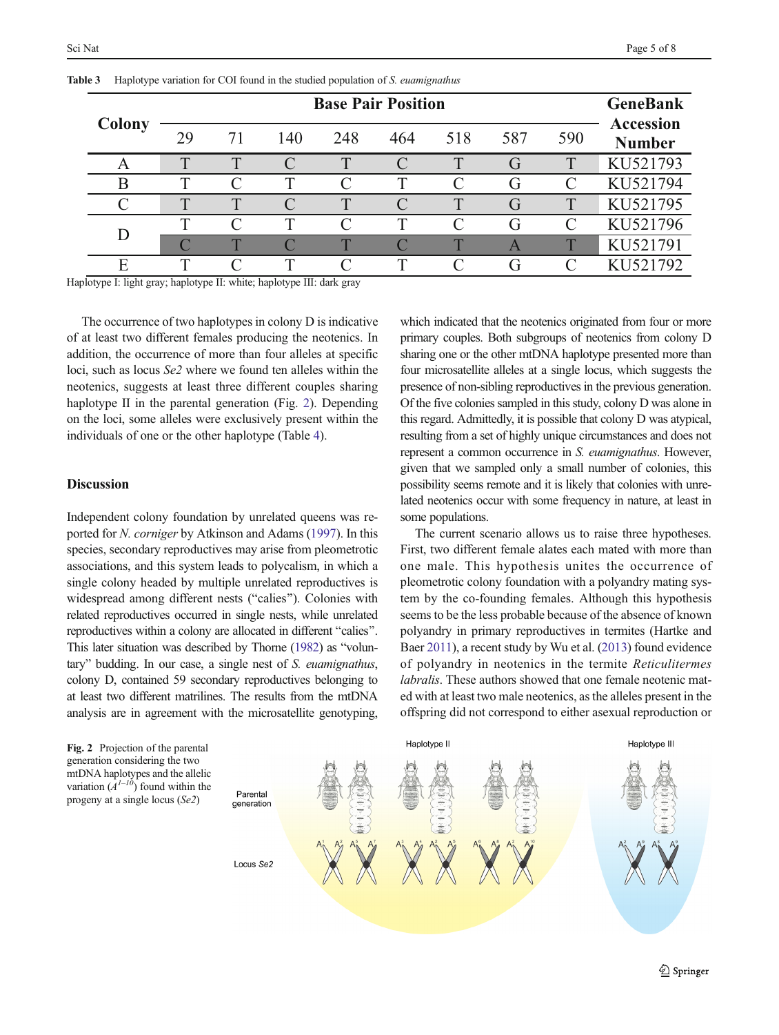**Table 3** Haplotype variation for COI found in the studied population of *S. euamignathus*

| Colony | Base Pair Position | | | | | | | | GeneBank Accession Number |
|---|---|---|---|---|---|---|---|---|---|
| | 29 | 71 | 140 | 248 | 464 | 518 | 587 | 590 | |
| A | T | T | C | T | C | T | G | T | KU521793 |
| B | T | C | T | C | T | C | G | C | KU521794 |
| C | T | T | C | T | C | T | G | T | KU521795 |
| D | T | C | T | C | T | C | G | C | KU521796 |
| | C | T | C | T | C | T | A | T | KU521791 |
| E | T | C | T | C | T | C | G | C | KU521792 |

Haplotype I: light gray; haplotype II: white; haplotype III: dark gray

The occurrence of two haplotypes in colony D is indicative of at least two different females producing the neotenics. In addition, the occurrence of more than four alleles at specific loci, such as locus *Se2* where we found ten alleles within the neotenics, suggests at least three different couples sharing haplotype II in the parental generation (Fig. 2). Depending on the loci, some alleles were exclusively present within the individuals of one or the other haplotype (Table 4).

## Discussion

Independent colony foundation by unrelated queens was reported for *N. corniger* by Atkinson and Adams (1997). In this species, secondary reproductives may arise from pleometrotic associations, and this system leads to polycalism, in which a single colony headed by multiple unrelated reproductives is widespread among different nests ("calies"). Colonies with related reproductives occurred in single nests, while unrelated reproductives within a colony are allocated in different "calies". This later situation was described by Thorne (1982) as "voluntary" budding. In our case, a single nest of *S. euamignathus*, colony D, contained 59 secondary reproductives belonging to at least two different matrilines. The results from the mtDNA analysis are in agreement with the microsatellite genotyping, which indicated that the neotenics originated from four or more primary couples. Both subgroups of neotenics from colony D sharing one or the other mtDNA haplotype presented more than four microsatellite alleles at a single locus, which suggests the presence of non-sibling reproductives in the previous generation. Of the five colonies sampled in this study, colony D was alone in this regard. Admittedly, it is possible that colony D was atypical, resulting from a set of highly unique circumstances and does not represent a common occurrence in *S. euamignathus*. However, given that we sampled only a small number of colonies, this possibility seems remote and it is likely that colonies with unrelated neotenics occur with some frequency in nature, at least in some populations.

The current scenario allows us to raise three hypotheses. First, two different female alates each mated with more than one male. This hypothesis unites the occurrence of pleometrotic colony foundation with a polyandry mating system by the co-founding females. Although this hypothesis seems to be the less probable because of the absence of known polyandry in primary reproductives in termites (Hartke and Baer 2011), a recent study by Wu et al. (2013) found evidence of polyandry in neotenics in the termite *Reticulitermes labralis*. These authors showed that one female neotenic mated with at least two male neotenics, as the alleles present in the offspring did not correspond to either asexual reproduction or

**Fig. 2** Projection of the parental generation considering the two mtDNA haplotypes and the allelic variation ($A^{1-10}$) found within the progeny at a single locus (*Se2*)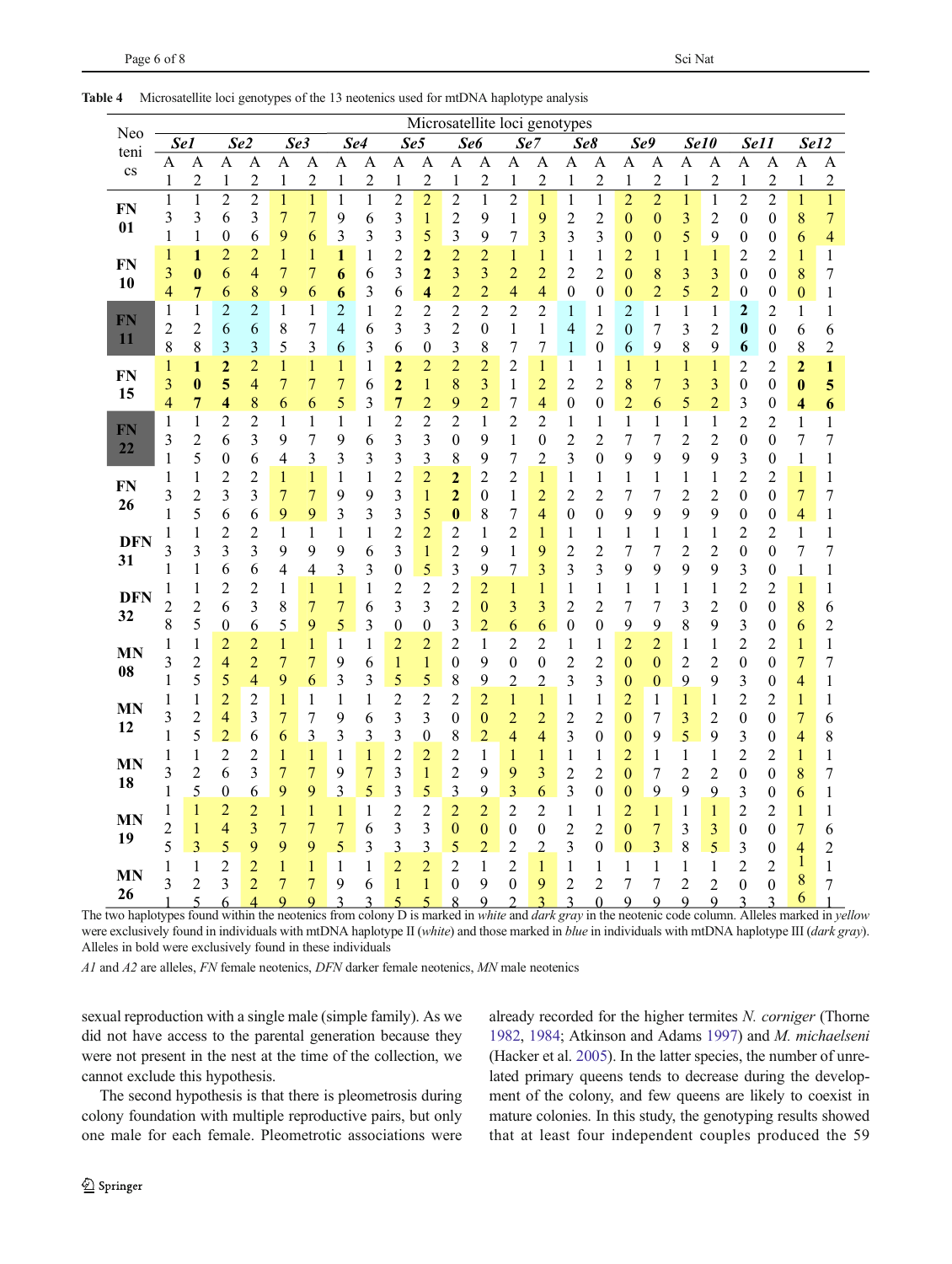**Table 4** Microsatellite loci genotypes of the 13 neotenics used for mtDNA haplotype analysis

| Neotenics | Se1 | | Se2 | | Se3 | | Se4 | | Se5 | | Se6 | | Se7 | | Se8 | | Se9 | | Se10 | | Se11 | | Se12 | |
|---|---|---|---|---|---|---|---|---|---|---|---|---|---|---|---|---|---|---|---|---|---|---|---|---|
| | A1 | A2 | A1 | A2 | A1 | A2 | A1 | A2 | A1 | A2 | A1 | A2 | A1 | A2 | A1 | A2 | A1 | A2 | A1 | A2 | A1 | A2 | A1 | A2 |
| FN 01 | 131 | 131 | 260 | 236 | 179 | 176 | 193 | 163 | 233 | 215 | 223 | 199 | 217 | 193 | 133 | 123 | 200 | 200 | 135 | 129 | 200 | 200 | 186 | 174 |
| FN 10 | 134 | **107** | 266 | 248 | 179 | 176 | **166** | 163 | 236 | **224** | 232 | 232 | 124 | 124 | 120 | 120 | 200 | 182 | 135 | 132 | 200 | 200 | 180 | 171 |
| FN 11 | 128 | 128 | 263 | 263 | 185 | 173 | 246 | 163 | 236 | 230 | 223 | 208 | 217 | 217 | 141 | 120 | 206 | 179 | 138 | 129 | **206** | 200 | 168 | 162 |
| FN 15 | 134 | **107** | **254** | 248 | 176 | 176 | 175 | 163 | **227** | 212 | 289 | 233 | 217 | 124 | 120 | 120 | 182 | 176 | 135 | 132 | 203 | 200 | **204** | **156** |
| FN 22 | 131 | 125 | 260 | 236 | 194 | 173 | 193 | 163 | 233 | 233 | 208 | 199 | 217 | 202 | 123 | 120 | 179 | 179 | 129 | 129 | 203 | 200 | 171 | 171 |
| FN 26 | 131 | 125 | 236 | 236 | 179 | 179 | 193 | 193 | 233 | 215 | **220** | 208 | 217 | 124 | 120 | 120 | 179 | 179 | 129 | 129 | 200 | 200 | 174 | 171 |
| DFN 31 | 131 | 131 | 236 | 236 | 194 | 194 | 193 | 163 | 230 | 215 | 223 | 199 | 217 | 193 | 123 | 123 | 179 | 179 | 129 | 129 | 203 | 200 | 171 | 171 |
| DFN 32 | 128 | 125 | 260 | 236 | 185 | 179 | 175 | 163 | 230 | 230 | 223 | 202 | 136 | 136 | 120 | 120 | 179 | 179 | 138 | 129 | 203 | 200 | 186 | 162 |
| MN 08 | 131 | 125 | 245 | 224 | 179 | 176 | 193 | 163 | 215 | 215 | 208 | 199 | 202 | 202 | 123 | 123 | 200 | 200 | 129 | 129 | 203 | 200 | 174 | 171 |
| MN 12 | 131 | 125 | 242 | 236 | 176 | 173 | 193 | 163 | 233 | 230 | 208 | 202 | 124 | 124 | 120 | 120 | 200 | 179 | 135 | 129 | 203 | 200 | 174 | 161 |
| MN 18 | 131 | 125 | 260 | 236 | 179 | 179 | 193 | 175 | 233 | 215 | 223 | 199 | 193 | 136 | 123 | 120 | 200 | 179 | 129 | 129 | 203 | 200 | 186 | 171 |
| MN 19 | 125 | 113 | 245 | 239 | 179 | 179 | 175 | 163 | 233 | 233 | 205 | 202 | 202 | 202 | 123 | 120 | 200 | 173 | 138 | 135 | 203 | 200 | 174 | 162 |
| MN 26 | 131 | 125 | 236 | 224 | 179 | 179 | 193 | 163 | 215 | 215 | 208 | 199 | 202 | 193 | 123 | 120 | 179 | 179 | 129 | 129 | 203 | 200 | 186 | 171 |

The two haplotypes found within the neotenics from colony D is marked in *white* and *dark gray* in the neotenic code column. Alleles marked in *yellow* were exclusively found in individuals with mtDNA haplotype II (*white*) and those marked in *blue* in individuals with mtDNA haplotype III (*dark gray*). Alleles in bold were exclusively found in these individuals

*A1* and *A2* are alleles, *FN* female neotenics, *DFN* darker female neotenics, *MN* male neotenics

sexual reproduction with a single male (simple family). As we did not have access to the parental generation because they were not present in the nest at the time of the collection, we cannot exclude this hypothesis.

The second hypothesis is that there is pleometrosis during colony foundation with multiple reproductive pairs, but only one male for each female. Pleometrotic associations were already recorded for the higher termites *N. corniger* (Thorne 1982, 1984; Atkinson and Adams 1997) and *M. michaelseni* (Hacker et al. 2005). In the latter species, the number of unrelated primary queens tends to decrease during the development of the colony, and few queens are likely to coexist in mature colonies. In this study, the genotyping results showed that at least four independent couples produced the 59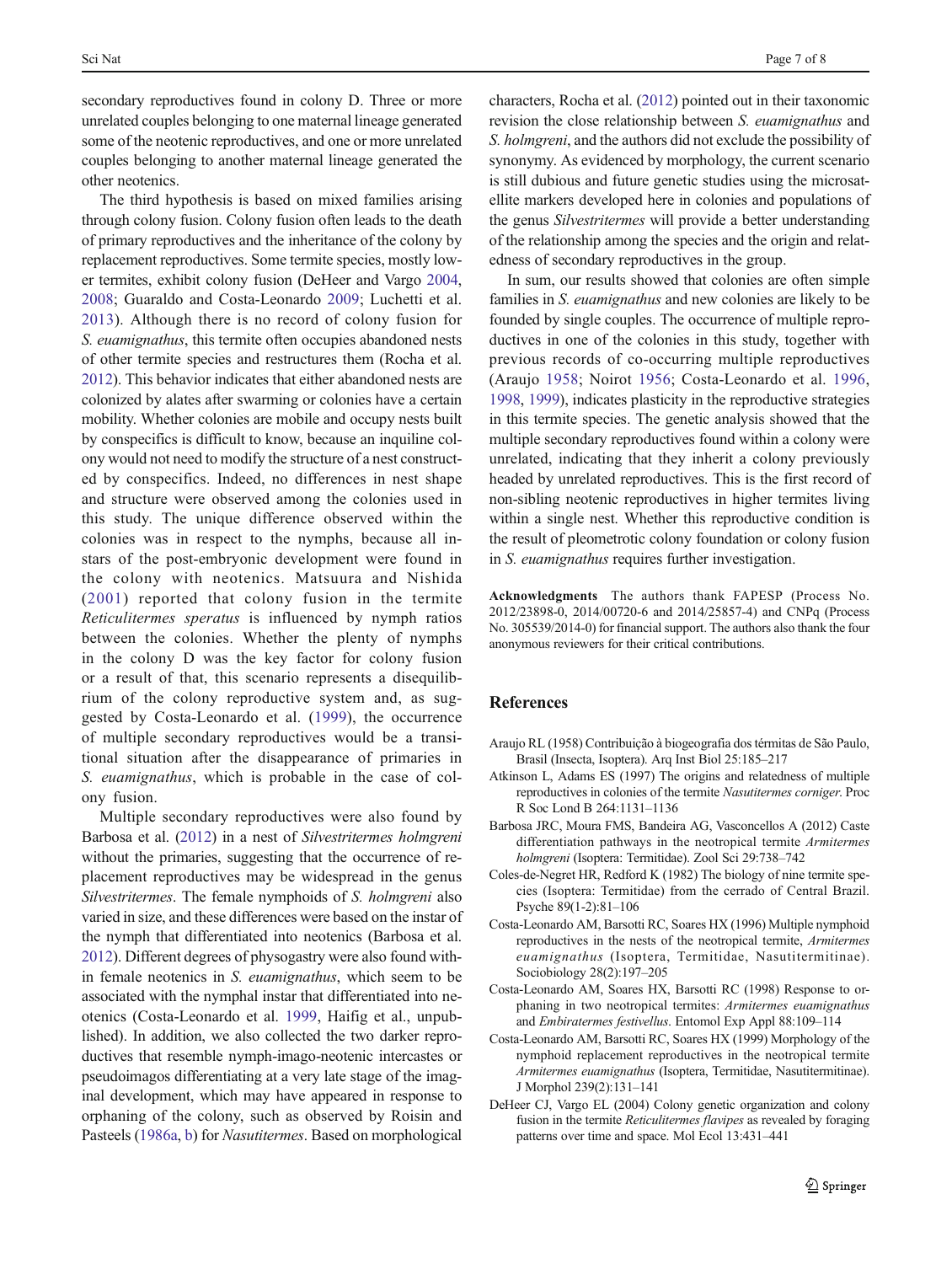secondary reproductives found in colony D. Three or more unrelated couples belonging to one maternal lineage generated some of the neotenic reproductives, and one or more unrelated couples belonging to another maternal lineage generated the other neotenics.

The third hypothesis is based on mixed families arising through colony fusion. Colony fusion often leads to the death of primary reproductives and the inheritance of the colony by replacement reproductives. Some termite species, mostly lower termites, exhibit colony fusion (DeHeer and Vargo 2004, 2008; Guaraldo and Costa-Leonardo 2009; Luchetti et al. 2013). Although there is no record of colony fusion for *S. euamignathus*, this termite often occupies abandoned nests of other termite species and restructures them (Rocha et al. 2012). This behavior indicates that either abandoned nests are colonized by alates after swarming or colonies have a certain mobility. Whether colonies are mobile and occupy nests built by conspecifics is difficult to know, because an inquiline colony would not need to modify the structure of a nest constructed by conspecifics. Indeed, no differences in nest shape and structure were observed among the colonies used in this study. The unique difference observed within the colonies was in respect to the nymphs, because all instars of the post-embryonic development were found in the colony with neotenics. Matsuura and Nishida (2001) reported that colony fusion in the termite *Reticulitermes speratus* is influenced by nymph ratios between the colonies. Whether the plenty of nymphs in the colony D was the key factor for colony fusion or a result of that, this scenario represents a disequilibrium of the colony reproductive system and, as suggested by Costa-Leonardo et al. (1999), the occurrence of multiple secondary reproductives would be a transitional situation after the disappearance of primaries in *S. euamignathus*, which is probable in the case of colony fusion.

Multiple secondary reproductives were also found by Barbosa et al. (2012) in a nest of *Silvestritermes holmgreni* without the primaries, suggesting that the occurrence of replacement reproductives may be widespread in the genus *Silvestritermes*. The female nymphoids of *S. holmgreni* also varied in size, and these differences were based on the instar of the nymph that differentiated into neotenics (Barbosa et al. 2012). Different degrees of physogastry were also found within female neotenics in *S. euamignathus*, which seem to be associated with the nymphal instar that differentiated into neotenics (Costa-Leonardo et al. 1999, Haifig et al., unpublished). In addition, we also collected the two darker reproductives that resemble nymph-imago-neotenic intercastes or pseudoimagos differentiating at a very late stage of the imaginal development, which may have appeared in response to orphaning of the colony, such as observed by Roisin and Pasteels (1986a, b) for *Nasutitermes*. Based on morphological characters, Rocha et al. (2012) pointed out in their taxonomic revision the close relationship between *S. euamignathus* and *S. holmgreni*, and the authors did not exclude the possibility of synonymy. As evidenced by morphology, the current scenario is still dubious and future genetic studies using the microsatellite markers developed here in colonies and populations of the genus *Silvestritermes* will provide a better understanding of the relationship among the species and the origin and relatedness of secondary reproductives in the group.

In sum, our results showed that colonies are often simple families in *S. euamignathus* and new colonies are likely to be founded by single couples. The occurrence of multiple reproductives in one of the colonies in this study, together with previous records of co-occurring multiple reproductives (Araujo 1958; Noirot 1956; Costa-Leonardo et al. 1996, 1998, 1999), indicates plasticity in the reproductive strategies in this termite species. The genetic analysis showed that the multiple secondary reproductives found within a colony were unrelated, indicating that they inherit a colony previously headed by unrelated reproductives. This is the first record of non-sibling neotenic reproductives in higher termites living within a single nest. Whether this reproductive condition is the result of pleometrotic colony foundation or colony fusion in *S. euamignathus* requires further investigation.

**Acknowledgments** The authors thank FAPESP (Process No. 2012/23898-0, 2014/00720-6 and 2014/25857-4) and CNPq (Process No. 305539/2014-0) for financial support. The authors also thank the four anonymous reviewers for their critical contributions.

## References

Araujo RL (1958) Contribuição à biogeografia dos térmitas de São Paulo, Brasil (Insecta, Isoptera). Arq Inst Biol 25:185–217

Atkinson L, Adams ES (1997) The origins and relatedness of multiple reproductives in colonies of the termite *Nasutitermes corniger*. Proc R Soc Lond B 264:1131–1136

Barbosa JRC, Moura FMS, Bandeira AG, Vasconcellos A (2012) Caste differentiation pathways in the neotropical termite *Armitermes holmgreni* (Isoptera: Termitidae). Zool Sci 29:738–742

Coles-de-Negret HR, Redford K (1982) The biology of nine termite species (Isoptera: Termitidae) from the cerrado of Central Brazil. Psyche 89(1-2):81–106

Costa-Leonardo AM, Barsotti RC, Soares HX (1996) Multiple nymphoid reproductives in the nests of the neotropical termite, *Armitermes euamignathus* (Isoptera, Termitidae, Nasutitermitinae). Sociobiology 28(2):197–205

Costa-Leonardo AM, Soares HX, Barsotti RC (1998) Response to orphaning in two neotropical termites: *Armitermes euamignathus* and *Embiratermes festivellus*. Entomol Exp Appl 88:109–114

Costa-Leonardo AM, Barsotti RC, Soares HX (1999) Morphology of the nymphoid replacement reproductives in the neotropical termite *Armitermes euamignathus* (Isoptera, Termitidae, Nasutitermitinae). J Morphol 239(2):131–141

DeHeer CJ, Vargo EL (2004) Colony genetic organization and colony fusion in the termite *Reticulitermes flavipes* as revealed by foraging patterns over time and space. Mol Ecol 13:431–441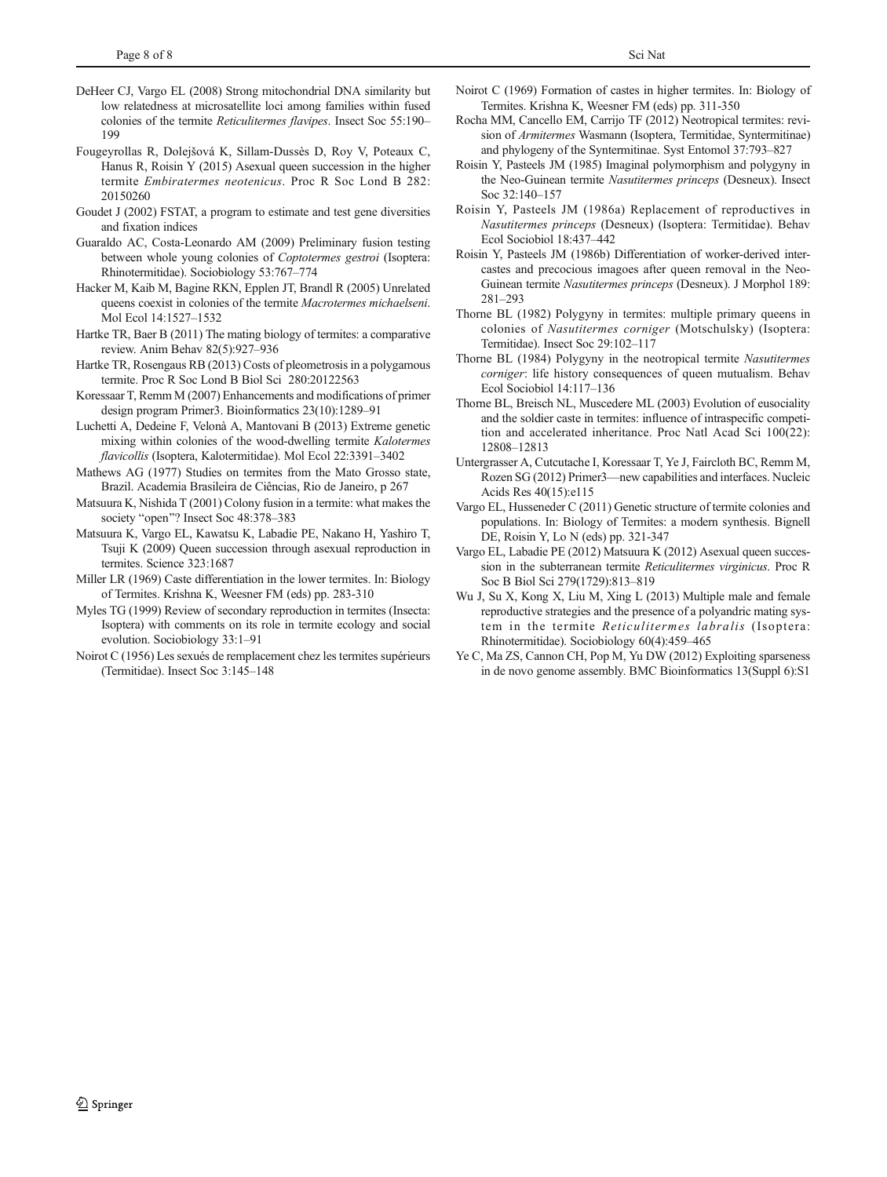DeHeer CJ, Vargo EL (2008) Strong mitochondrial DNA similarity but low relatedness at microsatellite loci among families within fused colonies of the termite *Reticulitermes flavipes*. Insect Soc 55:190–199

Fougeyrollas R, Dolejšová K, Sillam-Dussès D, Roy V, Poteaux C, Hanus R, Roisin Y (2015) Asexual queen succession in the higher termite *Embiratermes neotenicus*. Proc R Soc Lond B 282: 20150260

Goudet J (2002) FSTAT, a program to estimate and test gene diversities and fixation indices

Guaraldo AC, Costa-Leonardo AM (2009) Preliminary fusion testing between whole young colonies of *Coptotermes gestroi* (Isoptera: Rhinotermitidae). Sociobiology 53:767–774

Hacker M, Kaib M, Bagine RKN, Epplen JT, Brandl R (2005) Unrelated queens coexist in colonies of the termite *Macrotermes michaelseni*. Mol Ecol 14:1527–1532

Hartke TR, Baer B (2011) The mating biology of termites: a comparative review. Anim Behav 82(5):927–936

Hartke TR, Rosengaus RB (2013) Costs of pleometrosis in a polygamous termite. Proc R Soc Lond B Biol Sci 280:20122563

Koressaar T, Remm M (2007) Enhancements and modifications of primer design program Primer3. Bioinformatics 23(10):1289–91

Luchetti A, Dedeine F, Velonà A, Mantovani B (2013) Extreme genetic mixing within colonies of the wood-dwelling termite *Kalotermes flavicollis* (Isoptera, Kalotermitidae). Mol Ecol 22:3391–3402

Mathews AG (1977) Studies on termites from the Mato Grosso state, Brazil. Academia Brasileira de Ciências, Rio de Janeiro, p 267

Matsuura K, Nishida T (2001) Colony fusion in a termite: what makes the society "open"? Insect Soc 48:378–383

Matsuura K, Vargo EL, Kawatsu K, Labadie PE, Nakano H, Yashiro T, Tsuji K (2009) Queen succession through asexual reproduction in termites. Science 323:1687

Miller LR (1969) Caste differentiation in the lower termites. In: Biology of Termites. Krishna K, Weesner FM (eds) pp. 283-310

Myles TG (1999) Review of secondary reproduction in termites (Insecta: Isoptera) with comments on its role in termite ecology and social evolution. Sociobiology 33:1–91

Noirot C (1956) Les sexués de remplacement chez les termites supérieurs (Termitidae). Insect Soc 3:145–148

Noirot C (1969) Formation of castes in higher termites. In: Biology of Termites. Krishna K, Weesner FM (eds) pp. 311-350

Rocha MM, Cancello EM, Carrijo TF (2012) Neotropical termites: revision of *Armitermes* Wasmann (Isoptera, Termitidae, Syntermitinae) and phylogeny of the Syntermitinae. Syst Entomol 37:793–827

Roisin Y, Pasteels JM (1985) Imaginal polymorphism and polygyny in the Neo-Guinean termite *Nasutitermes princeps* (Desneux). Insect Soc 32:140–157

Roisin Y, Pasteels JM (1986a) Replacement of reproductives in *Nasutitermes princeps* (Desneux) (Isoptera: Termitidae). Behav Ecol Sociobiol 18:437–442

Roisin Y, Pasteels JM (1986b) Differentiation of worker-derived intercastes and precocious imagoes after queen removal in the Neo-Guinean termite *Nasutitermes princeps* (Desneux). J Morphol 189: 281–293

Thorne BL (1982) Polygyny in termites: multiple primary queens in colonies of *Nasutitermes corniger* (Motschulsky) (Isoptera: Termitidae). Insect Soc 29:102–117

Thorne BL (1984) Polygyny in the neotropical termite *Nasutitermes corniger*: life history consequences of queen mutualism. Behav Ecol Sociobiol 14:117–136

Thorne BL, Breisch NL, Muscedere ML (2003) Evolution of eusociality and the soldier caste in termites: influence of intraspecific competition and accelerated inheritance. Proc Natl Acad Sci 100(22): 12808–12813

Untergrasser A, Cutcutache I, Koressaar T, Ye J, Faircloth BC, Remm M, Rozen SG (2012) Primer3—new capabilities and interfaces. Nucleic Acids Res 40(15):e115

Vargo EL, Husseneder C (2011) Genetic structure of termite colonies and populations. In: Biology of Termites: a modern synthesis. Bignell DE, Roisin Y, Lo N (eds) pp. 321-347

Vargo EL, Labadie PE (2012) Matsuura K (2012) Asexual queen succession in the subterranean termite *Reticulitermes virginicus*. Proc R Soc B Biol Sci 279(1729):813–819

Wu J, Su X, Kong X, Liu M, Xing L (2013) Multiple male and female reproductive strategies and the presence of a polyandric mating system in the termite *Reticulitermes labralis* (Isoptera: Rhinotermitidae). Sociobiology 60(4):459–465

Ye C, Ma ZS, Cannon CH, Pop M, Yu DW (2012) Exploiting sparseness in de novo genome assembly. BMC Bioinformatics 13(Suppl 6):S1